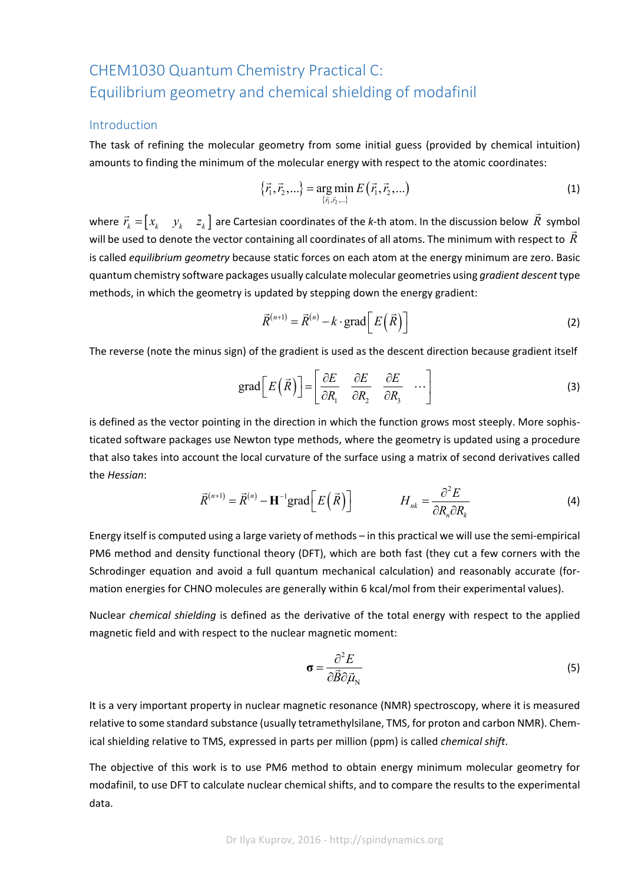# CHEM1030 Quantum Chemistry Practical C: Equilibrium geometry and chemical shielding of modafinil

## Introduction

The task of refining the molecular geometry from some initial guess (provided by chemical intuition) amounts to finding the minimum of the molecular energy with respect to the atomic coordinates:

$$\{\vec{r}_1, \vec{r}_2, \ldots\} = \underset{\{\vec{r}_1, \vec{r}_2, \ldots\}}{\arg\min} \, E(\vec{r}_1, \vec{r}_2, \ldots) \tag{1}$$

where $\vec{r}_k = \begin{bmatrix} x_k & y_k & z_k \end{bmatrix}$ are Cartesian coordinates of the *k*-th atom. In the discussion below $\vec{R}$ symbol will be used to denote the vector containing all coordinates of all atoms. The minimum with respect to $\vec{R}$ is called *equilibrium geometry* because static forces on each atom at the energy minimum are zero. Basic quantum chemistry software packages usually calculate molecular geometries using *gradient descent* type methods, in which the geometry is updated by stepping down the energy gradient:

$$\vec{R}^{(n+1)} = \vec{R}^{(n)} - k \cdot \mathrm{grad}\left[E\left(\vec{R}\right)\right] \tag{2}$$

The reverse (note the minus sign) of the gradient is used as the descent direction because gradient itself

$$\mathrm{grad}\left[E\left(\vec{R}\right)\right] = \begin{bmatrix} \dfrac{\partial E}{\partial R_1} & \dfrac{\partial E}{\partial R_2} & \dfrac{\partial E}{\partial R_3} & \cdots \end{bmatrix} \tag{3}$$

is defined as the vector pointing in the direction in which the function grows most steeply. More sophisticated software packages use Newton type methods, where the geometry is updated using a procedure that also takes into account the local curvature of the surface using a matrix of second derivatives called the *Hessian*:

$$\vec{R}^{(n+1)} = \vec{R}^{(n)} - \mathbf{H}^{-1}\mathrm{grad}\left[E\left(\vec{R}\right)\right] \qquad H_{nk} = \frac{\partial^2 E}{\partial R_n \partial R_k} \tag{4}$$

Energy itself is computed using a large variety of methods – in this practical we will use the semi-empirical PM6 method and density functional theory (DFT), which are both fast (they cut a few corners with the Schrodinger equation and avoid a full quantum mechanical calculation) and reasonably accurate (formation energies for CHNO molecules are generally within 6 kcal/mol from their experimental values).

Nuclear *chemical shielding* is defined as the derivative of the total energy with respect to the applied magnetic field and with respect to the nuclear magnetic moment:

$$\boldsymbol{\sigma} = \frac{\partial^2 E}{\partial \vec{B} \partial \vec{\mu}_{\mathrm{N}}} \tag{5}$$

It is a very important property in nuclear magnetic resonance (NMR) spectroscopy, where it is measured relative to some standard substance (usually tetramethylsilane, TMS, for proton and carbon NMR). Chemical shielding relative to TMS, expressed in parts per million (ppm) is called *chemical shift*.

The objective of this work is to use PM6 method to obtain energy minimum molecular geometry for modafinil, to use DFT to calculate nuclear chemical shifts, and to compare the results to the experimental data.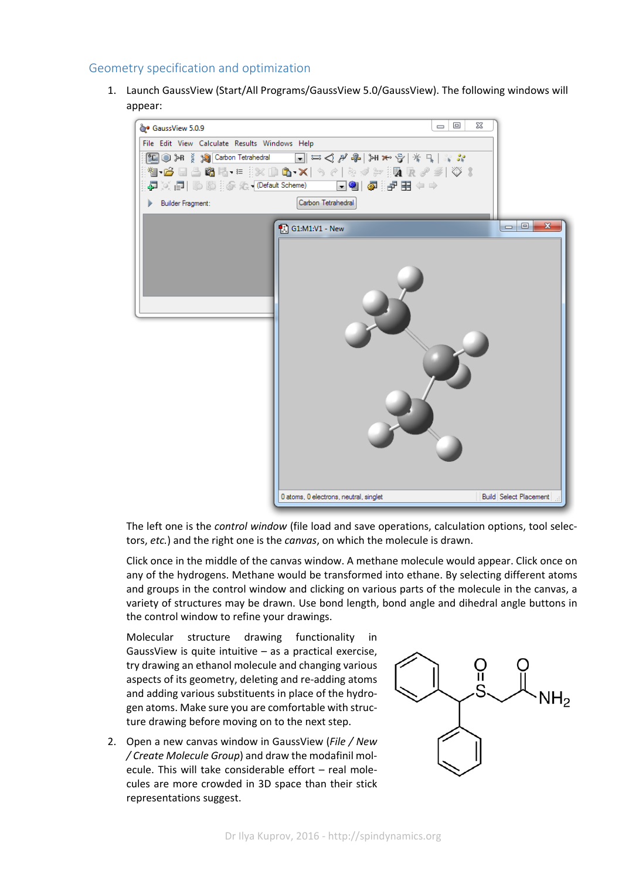## Geometry specification and optimization

1. Launch GaussView (Start/All Programs/GaussView 5.0/GaussView). The following windows will appear:

   The left one is the *control window* (file load and save operations, calculation options, tool selectors, *etc.*) and the right one is the *canvas*, on which the molecule is drawn.

   Click once in the middle of the canvas window. A methane molecule would appear. Click once on any of the hydrogens. Methane would be transformed into ethane. By selecting different atoms and groups in the control window and clicking on various parts of the molecule in the canvas, a variety of structures may be drawn. Use bond length, bond angle and dihedral angle buttons in the control window to refine your drawings.

   Molecular structure drawing functionality in GaussView is quite intuitive – as a practical exercise, try drawing an ethanol molecule and changing various aspects of its geometry, deleting and re-adding atoms and adding various substituents in place of the hydrogen atoms. Make sure you are comfortable with structure drawing before moving on to the next step.

2. Open a new canvas window in GaussView (*File / New / Create Molecule Group*) and draw the modafinil molecule. This will take considerable effort – real molecules are more crowded in 3D space than their stick representations suggest.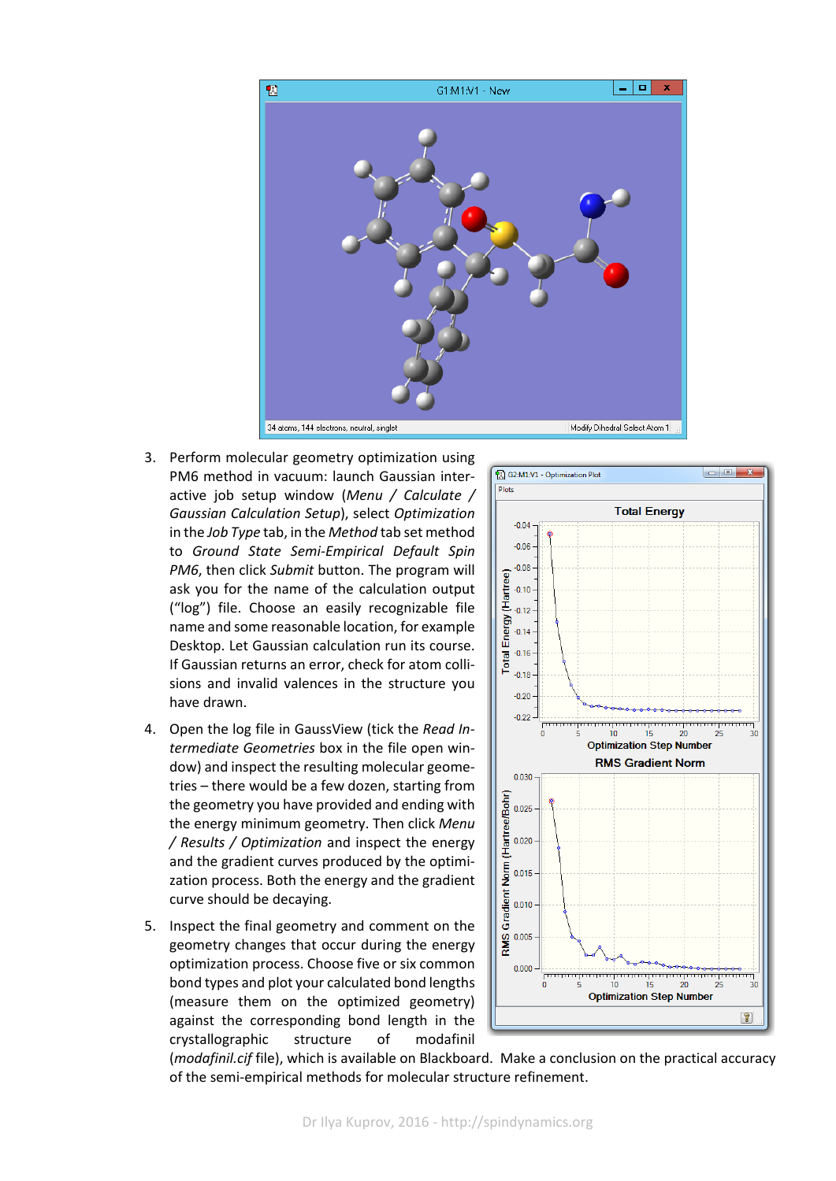3. Perform molecular geometry optimization using PM6 method in vacuum: launch Gaussian interactive job setup window (*Menu / Calculate / Gaussian Calculation Setup*), select *Optimization* in the *Job Type* tab, in the *Method* tab set method to *Ground State Semi-Empirical Default Spin PM6*, then click *Submit* button. The program will ask you for the name of the calculation output ("log") file. Choose an easily recognizable file name and some reasonable location, for example Desktop. Let Gaussian calculation run its course. If Gaussian returns an error, check for atom collisions and invalid valences in the structure you have drawn.

4. Open the log file in GaussView (tick the *Read Intermediate Geometries* box in the file open window) and inspect the resulting molecular geometries – there would be a few dozen, starting from the geometry you have provided and ending with the energy minimum geometry. Then click *Menu / Results / Optimization* and inspect the energy and the gradient curves produced by the optimization process. Both the energy and the gradient curve should be decaying.

5. Inspect the final geometry and comment on the geometry changes that occur during the energy optimization process. Choose five or six common bond types and plot your calculated bond lengths (measure them on the optimized geometry) against the corresponding bond length in the crystallographic structure of modafinil (*modafinil.cif* file), which is available on Blackboard. Make a conclusion on the practical accuracy of the semi-empirical methods for molecular structure refinement.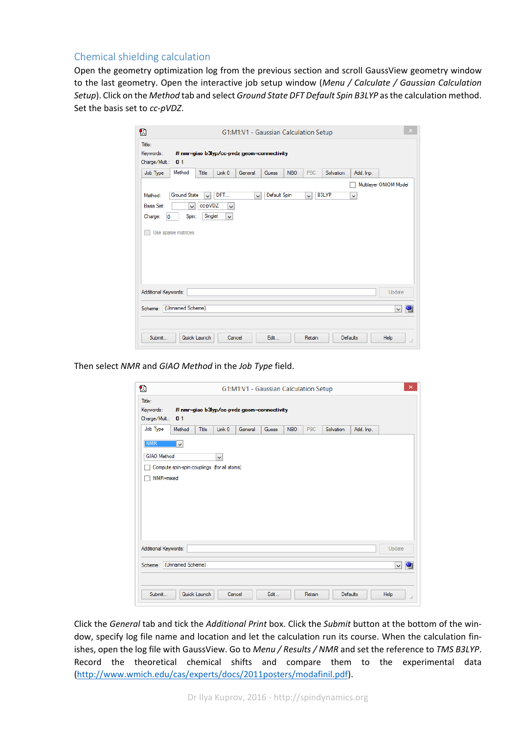## Chemical shielding calculation

Open the geometry optimization log from the previous section and scroll GaussView geometry window to the last geometry. Open the interactive job setup window (*Menu / Calculate / Gaussian Calculation Setup*). Click on the *Method* tab and select *Ground State DFT Default Spin B3LYP* as the calculation method. Set the basis set to *cc-pVDZ*.

Then select *NMR* and *GIAO Method* in the *Job Type* field.

Click the *General* tab and tick the *Additional Print* box. Click the *Submit* button at the bottom of the window, specify log file name and location and let the calculation run its course. When the calculation finishes, open the log file with GaussView. Go to *Menu / Results / NMR* and set the reference to *TMS B3LYP*. Record the theoretical chemical shifts and compare them to the experimental data (http://www.wmich.edu/cas/experts/docs/2011posters/modafinil.pdf).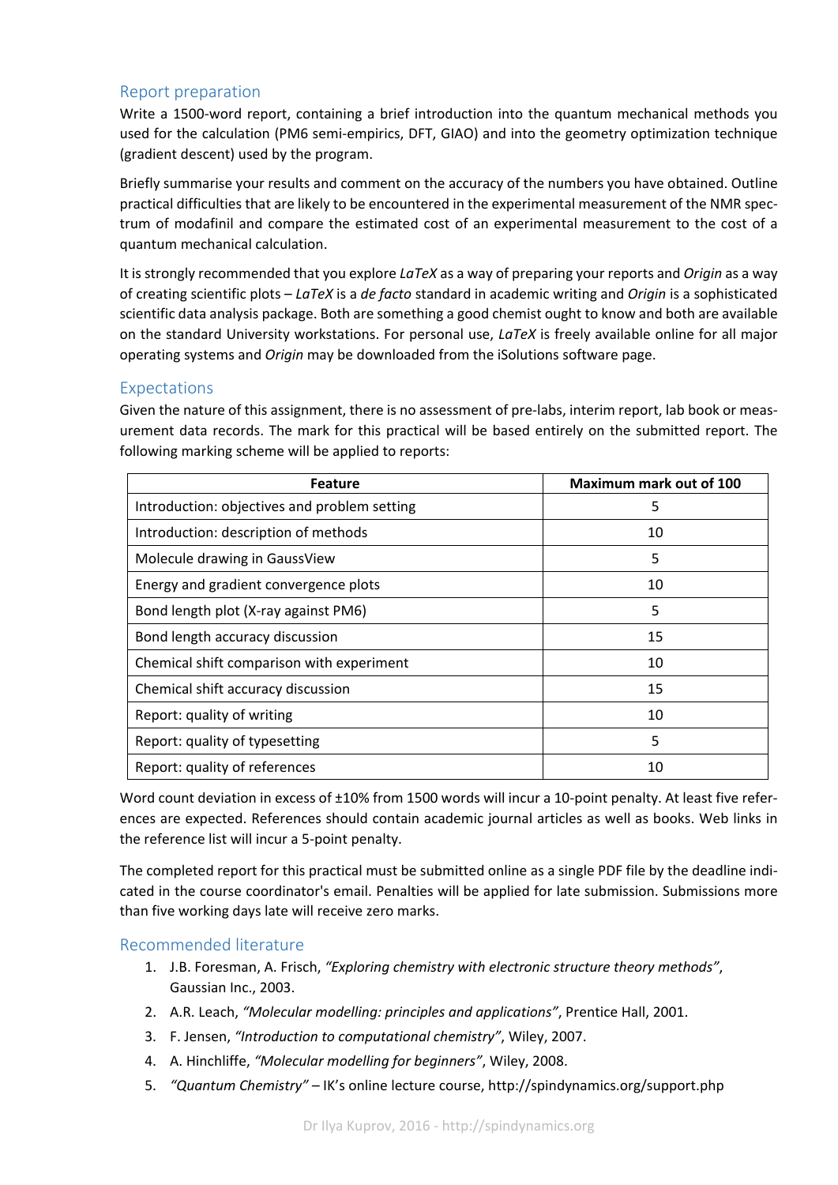## Report preparation

Write a 1500-word report, containing a brief introduction into the quantum mechanical methods you used for the calculation (PM6 semi-empirics, DFT, GIAO) and into the geometry optimization technique (gradient descent) used by the program.

Briefly summarise your results and comment on the accuracy of the numbers you have obtained. Outline practical difficulties that are likely to be encountered in the experimental measurement of the NMR spectrum of modafinil and compare the estimated cost of an experimental measurement to the cost of a quantum mechanical calculation.

It is strongly recommended that you explore *LaTeX* as a way of preparing your reports and *Origin* as a way of creating scientific plots – *LaTeX* is a *de facto* standard in academic writing and *Origin* is a sophisticated scientific data analysis package. Both are something a good chemist ought to know and both are available on the standard University workstations. For personal use, *LaTeX* is freely available online for all major operating systems and *Origin* may be downloaded from the iSolutions software page.

## Expectations

Given the nature of this assignment, there is no assessment of pre-labs, interim report, lab book or measurement data records. The mark for this practical will be based entirely on the submitted report. The following marking scheme will be applied to reports:

| Feature | Maximum mark out of 100 |
| --- | --- |
| Introduction: objectives and problem setting | 5 |
| Introduction: description of methods | 10 |
| Molecule drawing in GaussView | 5 |
| Energy and gradient convergence plots | 10 |
| Bond length plot (X-ray against PM6) | 5 |
| Bond length accuracy discussion | 15 |
| Chemical shift comparison with experiment | 10 |
| Chemical shift accuracy discussion | 15 |
| Report: quality of writing | 10 |
| Report: quality of typesetting | 5 |
| Report: quality of references | 10 |

Word count deviation in excess of ±10% from 1500 words will incur a 10-point penalty. At least five references are expected. References should contain academic journal articles as well as books. Web links in the reference list will incur a 5-point penalty.

The completed report for this practical must be submitted online as a single PDF file by the deadline indicated in the course coordinator's email. Penalties will be applied for late submission. Submissions more than five working days late will receive zero marks.

## Recommended literature

1. J.B. Foresman, A. Frisch, *"Exploring chemistry with electronic structure theory methods"*, Gaussian Inc., 2003.
2. A.R. Leach, *"Molecular modelling: principles and applications"*, Prentice Hall, 2001.
3. F. Jensen, *"Introduction to computational chemistry"*, Wiley, 2007.
4. A. Hinchliffe, *"Molecular modelling for beginners"*, Wiley, 2008.
5. *"Quantum Chemistry"* – IK's online lecture course, http://spindynamics.org/support.php